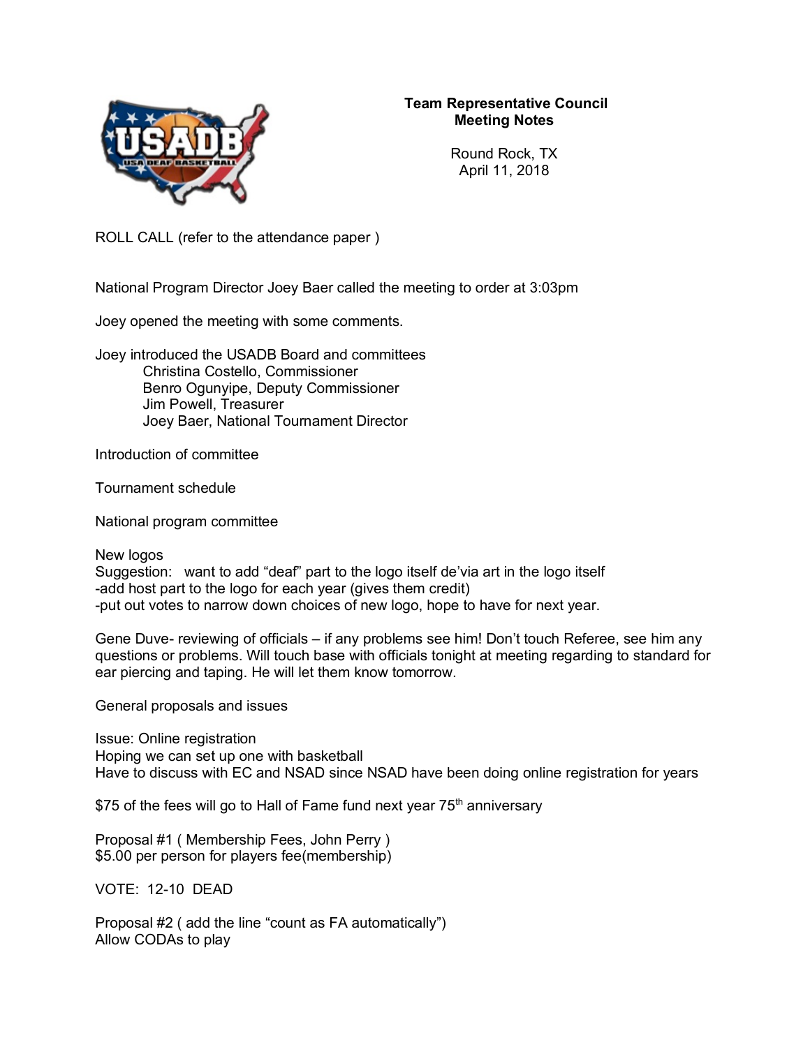**Team Representative Council**
**Meeting Notes**

Round Rock, TX
April 11, 2018

ROLL CALL (refer to the attendance paper )

National Program Director Joey Baer called the meeting to order at 3:03pm

Joey opened the meeting with some comments.

Joey introduced the USADB Board and committees
- Christina Costello, Commissioner
- Benro Ogunyipe, Deputy Commissioner
- Jim Powell, Treasurer
- Joey Baer, National Tournament Director

Introduction of committee

Tournament schedule

National program committee

New logos
Suggestion: want to add "deaf" part to the logo itself de'via art in the logo itself
-add host part to the logo for each year (gives them credit)
-put out votes to narrow down choices of new logo, hope to have for next year.

Gene Duve- reviewing of officials – if any problems see him! Don't touch Referee, see him any questions or problems. Will touch base with officials tonight at meeting regarding to standard for ear piercing and taping. He will let them know tomorrow.

General proposals and issues

Issue: Online registration
Hoping we can set up one with basketball
Have to discuss with EC and NSAD since NSAD have been doing online registration for years

$75 of the fees will go to Hall of Fame fund next year 75th anniversary

Proposal #1 ( Membership Fees, John Perry )
$5.00 per person for players fee(membership)

VOTE: 12-10 DEAD

Proposal #2 ( add the line "count as FA automatically")
Allow CODAs to play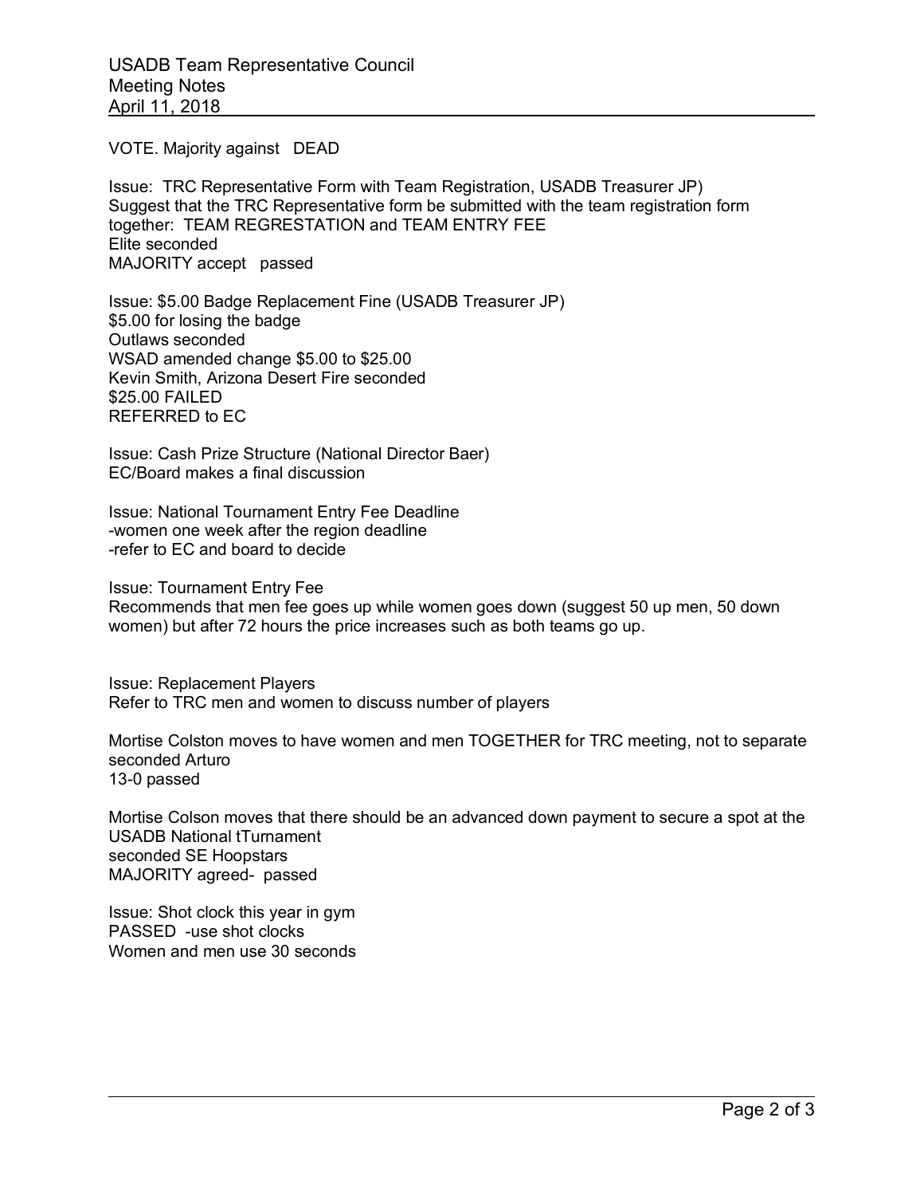VOTE. Majority against DEAD

Issue: TRC Representative Form with Team Registration, USADB Treasurer JP)
Suggest that the TRC Representative form be submitted with the team registration form together: TEAM REGRESTATION and TEAM ENTRY FEE
Elite seconded
MAJORITY accept passed

Issue: $5.00 Badge Replacement Fine (USADB Treasurer JP)
$5.00 for losing the badge
Outlaws seconded
WSAD amended change $5.00 to $25.00
Kevin Smith, Arizona Desert Fire seconded
$25.00 FAILED
REFERRED to EC

Issue: Cash Prize Structure (National Director Baer)
EC/Board makes a final discussion

Issue: National Tournament Entry Fee Deadline
-women one week after the region deadline
-refer to EC and board to decide

Issue: Tournament Entry Fee
Recommends that men fee goes up while women goes down (suggest 50 up men, 50 down women) but after 72 hours the price increases such as both teams go up.

Issue: Replacement Players
Refer to TRC men and women to discuss number of players

Mortise Colston moves to have women and men TOGETHER for TRC meeting, not to separate
seconded Arturo
13-0 passed

Mortise Colson moves that there should be an advanced down payment to secure a spot at the USADB National tTurnament
seconded SE Hoopstars
MAJORITY agreed- passed

Issue: Shot clock this year in gym
PASSED -use shot clocks
Women and men use 30 seconds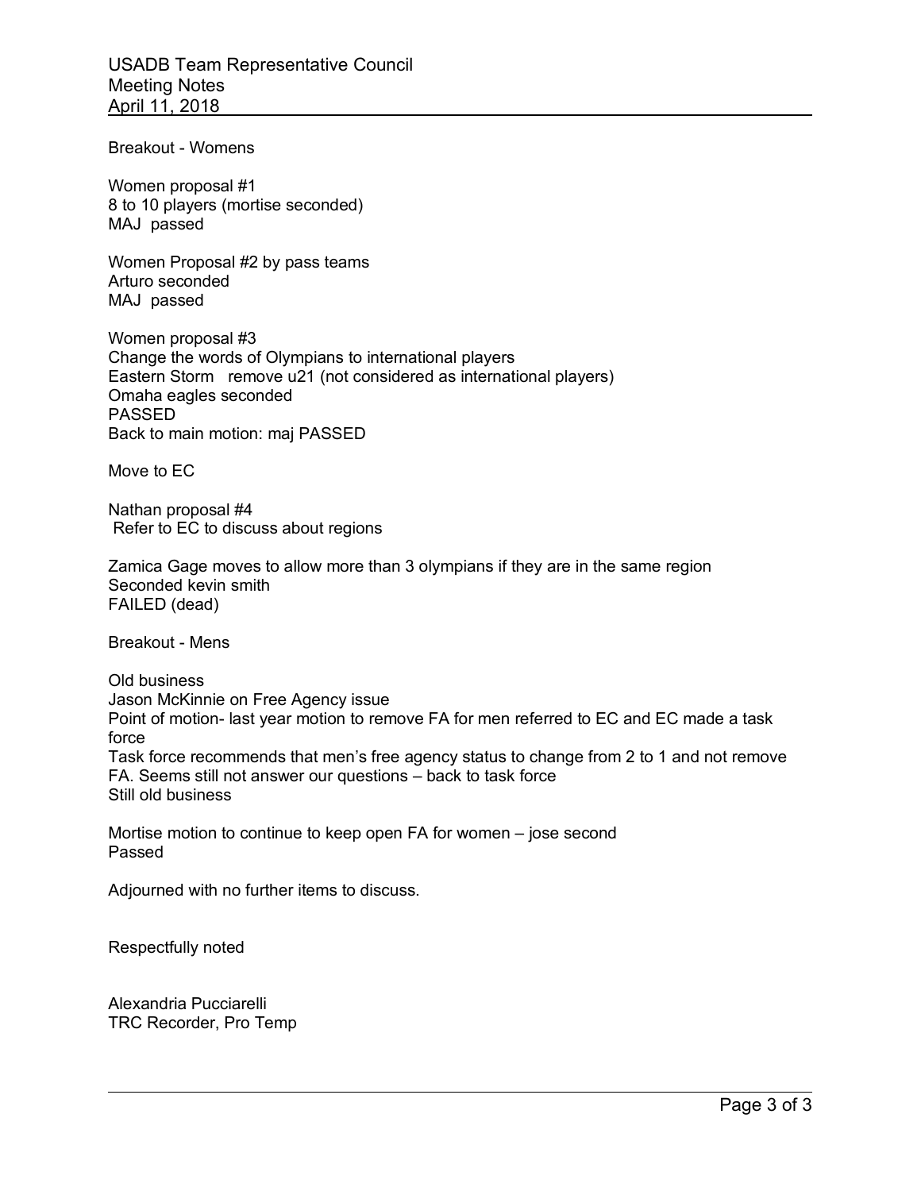USADB Team Representative Council
Meeting Notes
April 11, 2018

Breakout - Womens

Women proposal #1
8 to 10 players (mortise seconded)
MAJ passed

Women Proposal #2 by pass teams
Arturo seconded
MAJ passed

Women proposal #3
Change the words of Olympians to international players
Eastern Storm remove u21 (not considered as international players)
Omaha eagles seconded
PASSED
Back to main motion: maj PASSED

Move to EC

Nathan proposal #4
Refer to EC to discuss about regions

Zamica Gage moves to allow more than 3 olympians if they are in the same region
Seconded kevin smith
FAILED (dead)

Breakout - Mens

Old business
Jason McKinnie on Free Agency issue
Point of motion- last year motion to remove FA for men referred to EC and EC made a task force
Task force recommends that men's free agency status to change from 2 to 1 and not remove FA. Seems still not answer our questions – back to task force
Still old business

Mortise motion to continue to keep open FA for women – jose second
Passed

Adjourned with no further items to discuss.

Respectfully noted

Alexandria Pucciarelli
TRC Recorder, Pro Temp